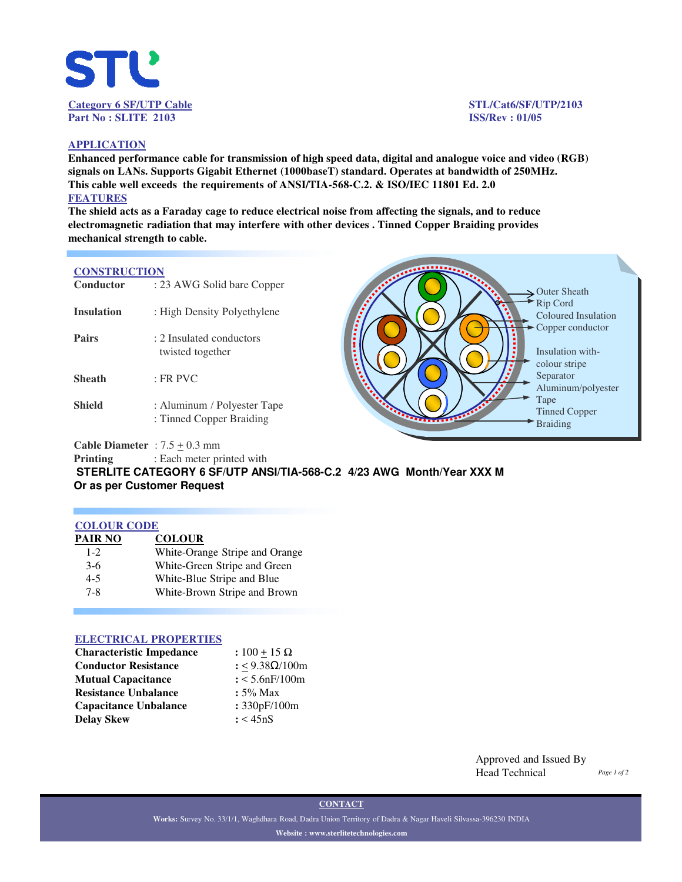STL

**Category 6 SF/UTP Cable**
**Part No : SLITE 2103**

**STL/Cat6/SF/UTP/2103**
**ISS/Rev : 01/05**

## APPLICATION

**Enhanced performance cable for transmission of high speed data, digital and analogue voice and video (RGB) signals on LANs. Supports Gigabit Ethernet (1000baseT) standard. Operates at bandwidth of 250MHz. This cable well exceeds the requirements of ANSI/TIA-568-C.2. & ISO/IEC 11801 Ed. 2.0**

## FEATURES

**The shield acts as a Faraday cage to reduce electrical noise from affecting the signals, and to reduce electromagnetic radiation that may interfere with other devices . Tinned Copper Braiding provides mechanical strength to cable.**

## CONSTRUCTION

| | |
|---|---|
| **Conductor** | : 23 AWG Solid bare Copper |
| **Insulation** | : High Density Polyethylene |
| **Pairs** | : 2 Insulated conductors twisted together |
| **Sheath** | : FR PVC |
| **Shield** | : Aluminum / Polyester Tape<br>: Tinned Copper Braiding |

Outer Sheath
Rip Cord
Coloured Insulation
Copper conductor
Insulation with-colour stripe
Separator
Aluminum/polyester Tape
Tinned Copper Braiding

**Cable Diameter** : 7.5 ± 0.3 mm
**Printing** : Each meter printed with
**STERLITE CATEGORY 6 SF/UTP ANSI/TIA-568-C.2 4/23 AWG Month/Year XXX M**
**Or as per Customer Request**

## COLOUR CODE

| PAIR NO | COLOUR |
|---|---|
| 1-2 | White-Orange Stripe and Orange |
| 3-6 | White-Green Stripe and Green |
| 4-5 | White-Blue Stripe and Blue |
| 7-8 | White-Brown Stripe and Brown |

## ELECTRICAL PROPERTIES

| | |
|---|---|
| **Characteristic Impedance** | **:** 100 ± 15 Ω |
| **Conductor Resistance** | **:** ≤ 9.38Ω/100m |
| **Mutual Capacitance** | **:** < 5.6nF/100m |
| **Resistance Unbalance** | **:** 5% Max |
| **Capacitance Unbalance** | **:** 330pF/100m |
| **Delay Skew** | **:** < 45nS |

Approved and Issued By
Head Technical

**CONTACT**

**Works:** Survey No. 33/1/1, Waghdhara Road, Dadra Union Territory of Dadra & Nagar Haveli Silvassa-396230 INDIA

**Website : www.sterlitetechnologies.com**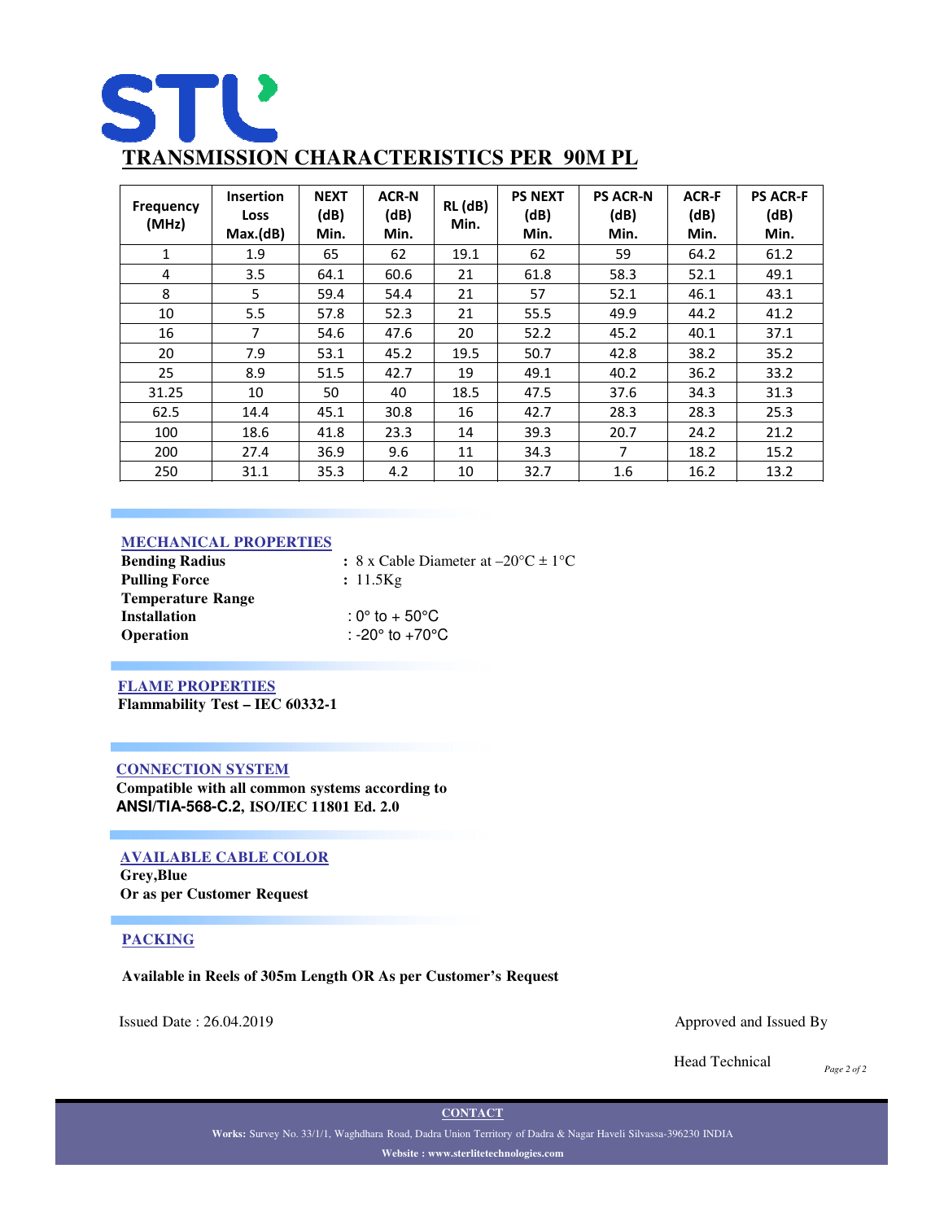STL

# TRANSMISSION CHARACTERISTICS PER 90M PL

| Frequency (MHz) | Insertion Loss Max.(dB) | NEXT (dB) Min. | ACR-N (dB) Min. | RL (dB) Min. | PS NEXT (dB) Min. | PS ACR-N (dB) Min. | ACR-F (dB) Min. | PS ACR-F (dB) Min. |
|---|---|---|---|---|---|---|---|---|
| 1 | 1.9 | 65 | 62 | 19.1 | 62 | 59 | 64.2 | 61.2 |
| 4 | 3.5 | 64.1 | 60.6 | 21 | 61.8 | 58.3 | 52.1 | 49.1 |
| 8 | 5 | 59.4 | 54.4 | 21 | 57 | 52.1 | 46.1 | 43.1 |
| 10 | 5.5 | 57.8 | 52.3 | 21 | 55.5 | 49.9 | 44.2 | 41.2 |
| 16 | 7 | 54.6 | 47.6 | 20 | 52.2 | 45.2 | 40.1 | 37.1 |
| 20 | 7.9 | 53.1 | 45.2 | 19.5 | 50.7 | 42.8 | 38.2 | 35.2 |
| 25 | 8.9 | 51.5 | 42.7 | 19 | 49.1 | 40.2 | 36.2 | 33.2 |
| 31.25 | 10 | 50 | 40 | 18.5 | 47.5 | 37.6 | 34.3 | 31.3 |
| 62.5 | 14.4 | 45.1 | 30.8 | 16 | 42.7 | 28.3 | 28.3 | 25.3 |
| 100 | 18.6 | 41.8 | 23.3 | 14 | 39.3 | 20.7 | 24.2 | 21.2 |
| 200 | 27.4 | 36.9 | 9.6 | 11 | 34.3 | 7 | 18.2 | 15.2 |
| 250 | 31.1 | 35.3 | 4.2 | 10 | 32.7 | 1.6 | 16.2 | 13.2 |

## MECHANICAL PROPERTIES

**Bending Radius** : 8 x Cable Diameter at –20°C ± 1°C

**Pulling Force** : 11.5Kg

**Temperature Range**

**Installation** : 0° to + 50°C

**Operation** : -20° to +70°C

## FLAME PROPERTIES

**Flammability Test – IEC 60332-1**

## CONNECTION SYSTEM

**Compatible with all common systems according to ANSI/TIA-568-C.2, ISO/IEC 11801 Ed. 2.0**

## AVAILABLE CABLE COLOR

**Grey,Blue**

**Or as per Customer Request**

## PACKING

**Available in Reels of 305m Length OR As per Customer's Request**

Issued Date : 26.04.2019

Approved and Issued By

Head Technical

**CONTACT**

**Works:** Survey No. 33/1/1, Waghdhara Road, Dadra Union Territory of Dadra & Nagar Haveli Silvassa-396230 INDIA

**Website : www.sterlitetechnologies.com**